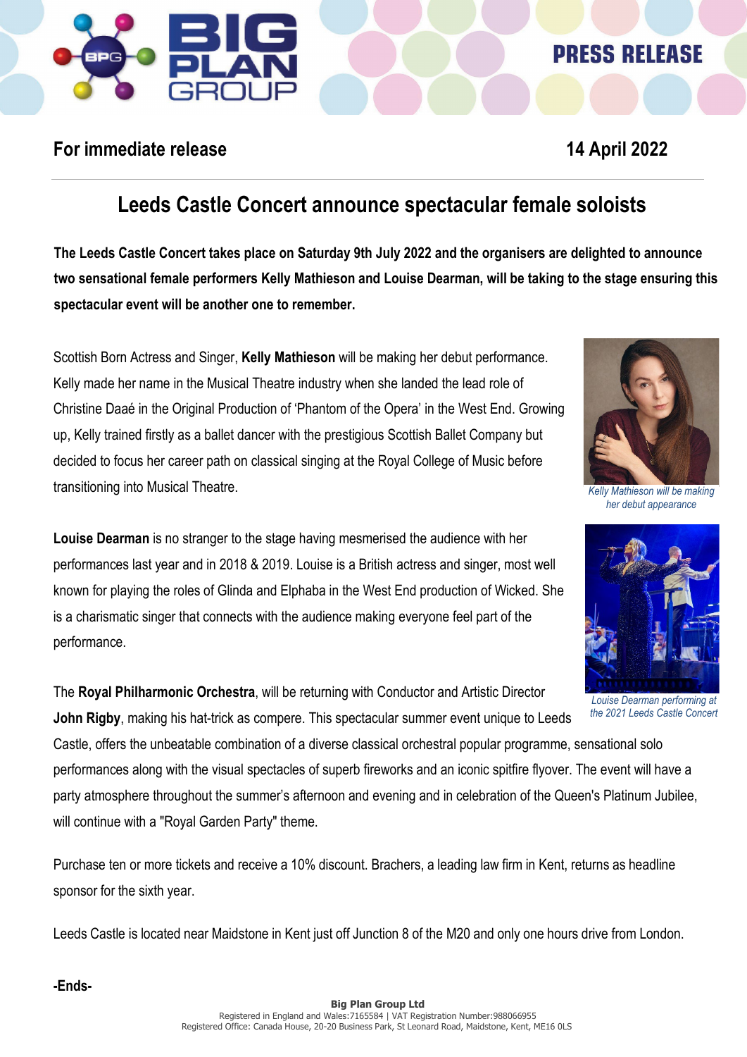PRESS RELEASE

**For immediate release** **14 April 2022**

# Leeds Castle Concert announce spectacular female soloists

**The Leeds Castle Concert takes place on Saturday 9th July 2022 and the organisers are delighted to announce two sensational female performers Kelly Mathieson and Louise Dearman, will be taking to the stage ensuring this spectacular event will be another one to remember.**

Scottish Born Actress and Singer, **Kelly Mathieson** will be making her debut performance. Kelly made her name in the Musical Theatre industry when she landed the lead role of Christine Daaé in the Original Production of 'Phantom of the Opera' in the West End. Growing up, Kelly trained firstly as a ballet dancer with the prestigious Scottish Ballet Company but decided to focus her career path on classical singing at the Royal College of Music before transitioning into Musical Theatre.

*Kelly Mathieson will be making her debut appearance*

**Louise Dearman** is no stranger to the stage having mesmerised the audience with her performances last year and in 2018 & 2019. Louise is a British actress and singer, most well known for playing the roles of Glinda and Elphaba in the West End production of Wicked. She is a charismatic singer that connects with the audience making everyone feel part of the performance.

*Louise Dearman performing at the 2021 Leeds Castle Concert*

The **Royal Philharmonic Orchestra**, will be returning with Conductor and Artistic Director **John Rigby**, making his hat-trick as compere. This spectacular summer event unique to Leeds Castle, offers the unbeatable combination of a diverse classical orchestral popular programme, sensational solo performances along with the visual spectacles of superb fireworks and an iconic spitfire flyover. The event will have a party atmosphere throughout the summer's afternoon and evening and in celebration of the Queen's Platinum Jubilee, will continue with a "Royal Garden Party" theme.

Purchase ten or more tickets and receive a 10% discount. Brachers, a leading law firm in Kent, returns as headline sponsor for the sixth year.

Leeds Castle is located near Maidstone in Kent just off Junction 8 of the M20 and only one hours drive from London.

**-Ends-**

**Big Plan Group Ltd**
Registered in England and Wales:7165584 | VAT Registration Number:988066955
Registered Office: Canada House, 20-20 Business Park, St Leonard Road, Maidstone, Kent, ME16 0LS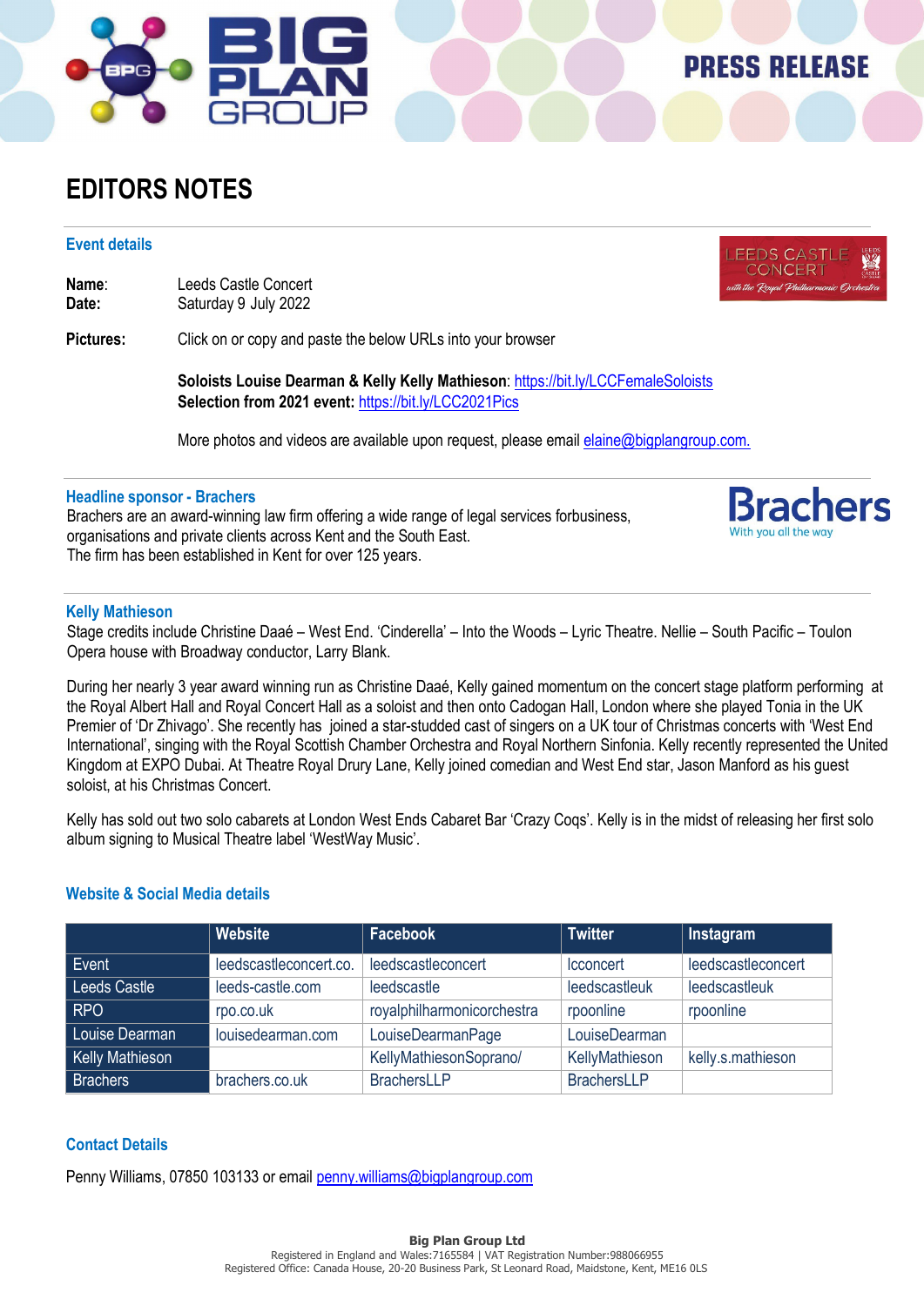PRESS RELEASE

# EDITORS NOTES

## Event details

**Name**: Leeds Castle Concert
**Date:** Saturday 9 July 2022

**Pictures:** Click on or copy and paste the below URLs into your browser

**Soloists Louise Dearman & Kelly Kelly Mathieson**: https://bit.ly/LCCFemaleSoloists
**Selection from 2021 event:** https://bit.ly/LCC2021Pics

More photos and videos are available upon request, please email elaine@bigplangroup.com.

## Headline sponsor - Brachers

Brachers are an award-winning law firm offering a wide range of legal services forbusiness, organisations and private clients across Kent and the South East.
The firm has been established in Kent for over 125 years.

## Kelly Mathieson

Stage credits include Christine Daaé – West End. 'Cinderella' – Into the Woods – Lyric Theatre. Nellie – South Pacific – Toulon Opera house with Broadway conductor, Larry Blank.

During her nearly 3 year award winning run as Christine Daaé, Kelly gained momentum on the concert stage platform performing at the Royal Albert Hall and Royal Concert Hall as a soloist and then onto Cadogan Hall, London where she played Tonia in the UK Premier of 'Dr Zhivago'. She recently has joined a star-studded cast of singers on a UK tour of Christmas concerts with 'West End International', singing with the Royal Scottish Chamber Orchestra and Royal Northern Sinfonia. Kelly recently represented the United Kingdom at EXPO Dubai. At Theatre Royal Drury Lane, Kelly joined comedian and West End star, Jason Manford as his guest soloist, at his Christmas Concert.

Kelly has sold out two solo cabarets at London West Ends Cabaret Bar 'Crazy Coqs'. Kelly is in the midst of releasing her first solo album signing to Musical Theatre label 'WestWay Music'.

## Website & Social Media details

| | Website | Facebook | Twitter | Instagram |
|---|---|---|---|---|
| Event | leedscastleconcert.co. | leedscastleconcert | lcconcert | leedscastleconcert |
| Leeds Castle | leeds-castle.com | leedscastle | leedscastleuk | leedscastleuk |
| RPO | rpo.co.uk | royalphilharmonicorchestra | rpoonline | rpoonline |
| Louise Dearman | louisedearman.com | LouiseDearmanPage | LouiseDearman | |
| Kelly Mathieson | | KellyMathiesonSoprano/ | KellyMathieson | kelly.s.mathieson |
| Brachers | brachers.co.uk | BrachersLLP | BrachersLLP | |

## Contact Details

Penny Williams, 07850 103133 or email penny.williams@bigplangroup.com

**Big Plan Group Ltd**
Registered in England and Wales:7165584 | VAT Registration Number:988066955
Registered Office: Canada House, 20-20 Business Park, St Leonard Road, Maidstone, Kent, ME16 0LS